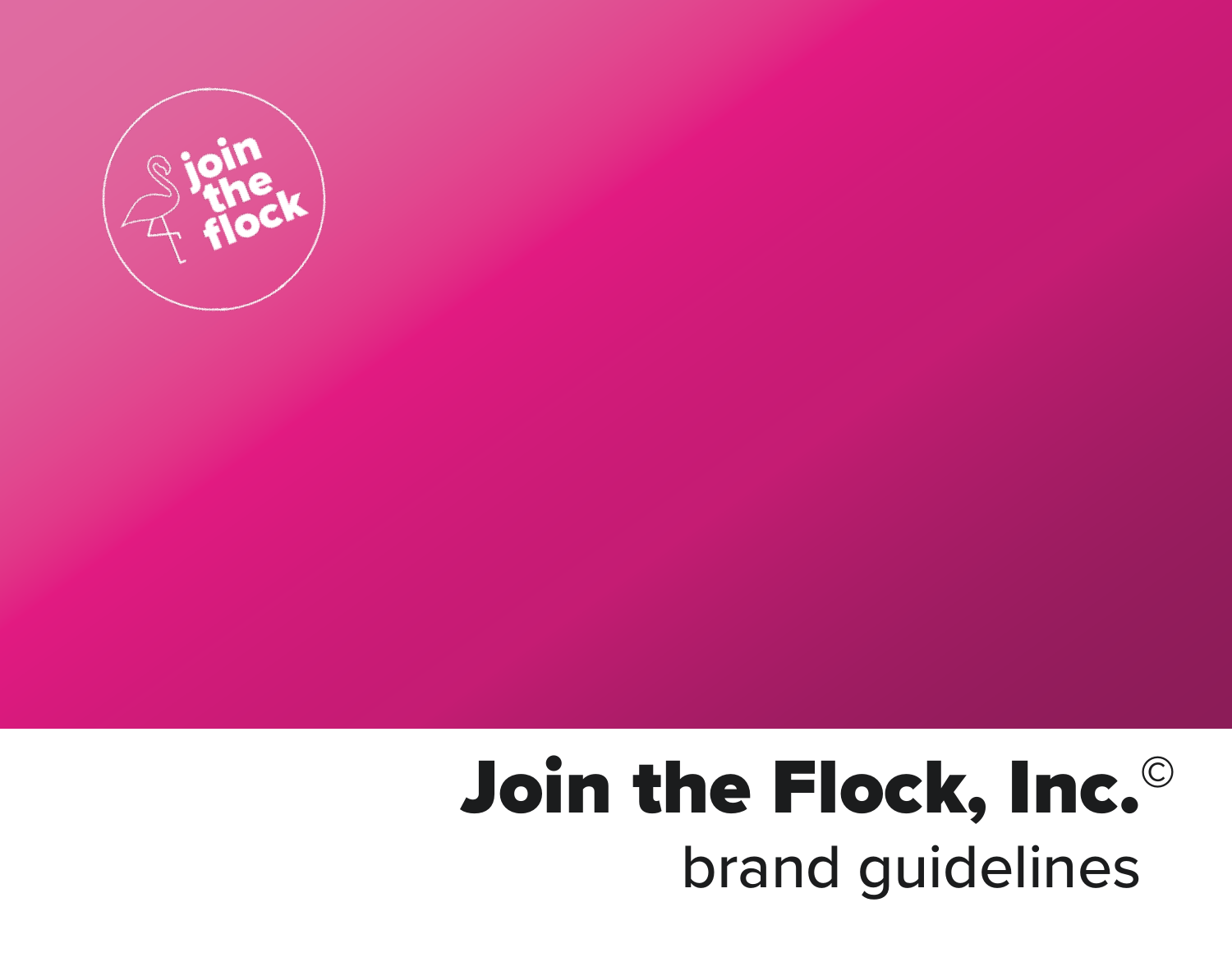join the flock

# Join the Flock, Inc.©

brand guidelines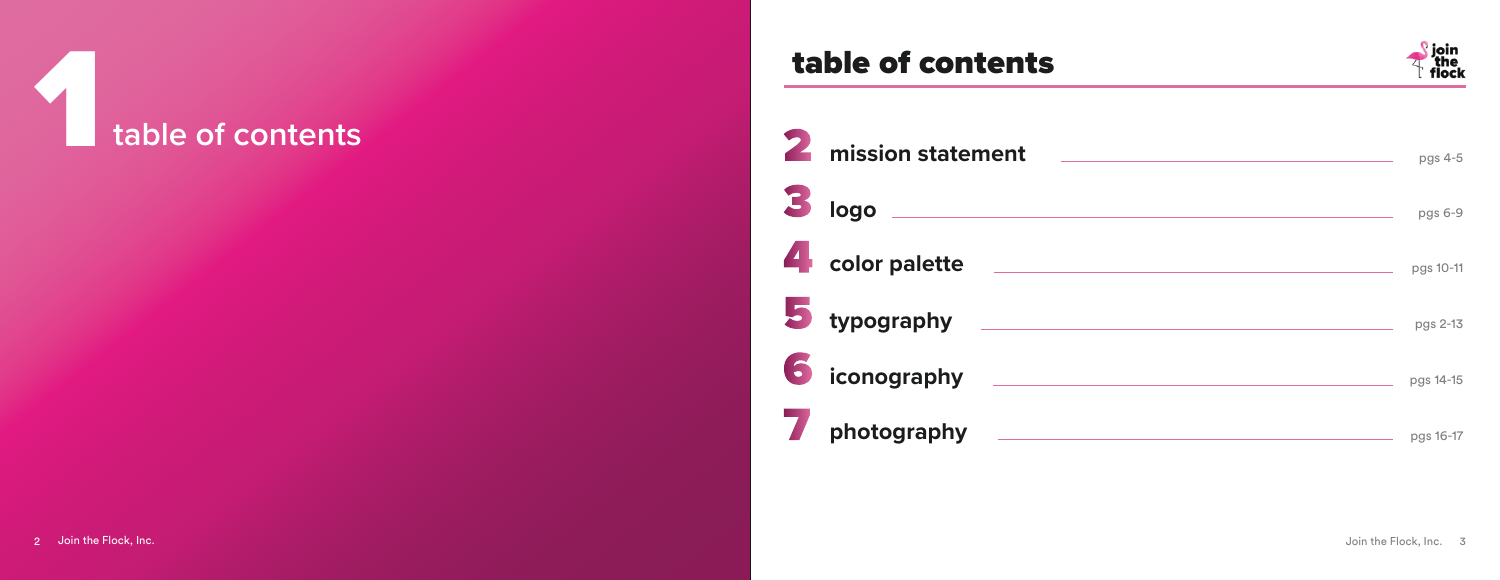# 1 table of contents

## table of contents

| | | |
|---|---|---|
| 2 | mission statement | pgs 4-5 |
| 3 | logo | pgs 6-9 |
| 4 | color palette | pgs 10-11 |
| 5 | typography | pgs 2-13 |
| 6 | iconography | pgs 14-15 |
| 7 | photography | pgs 16-17 |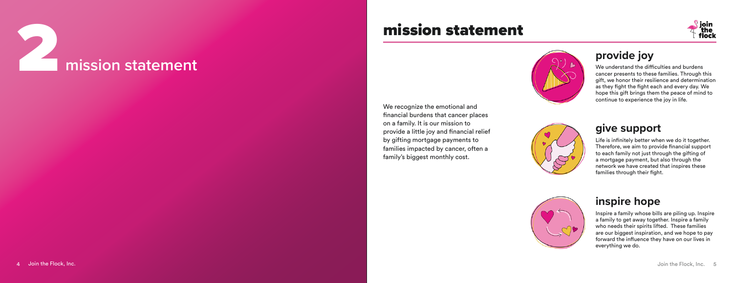# 2 mission statement

## mission statement

We recognize the emotional and financial burdens that cancer places on a family. It is our mission to provide a little joy and financial relief by gifting mortgage payments to families impacted by cancer, often a family's biggest monthly cost.

### provide joy

We understand the difficulties and burdens cancer presents to these families. Through this gift, we honor their resilience and determination as they fight the fight each and every day. We hope this gift brings them the peace of mind to continue to experience the joy in life.

### give support

Life is infinitely better when we do it together. Therefore, we aim to provide financial support to each family not just through the gifting of a mortgage payment, but also through the network we have created that inspires these families through their fight.

### inspire hope

Inspire a family whose bills are piling up. Inspire a family to get away together. Inspire a family who needs their spirits lifted. These families are our biggest inspiration, and we hope to pay forward the influence they have on our lives in everything we do.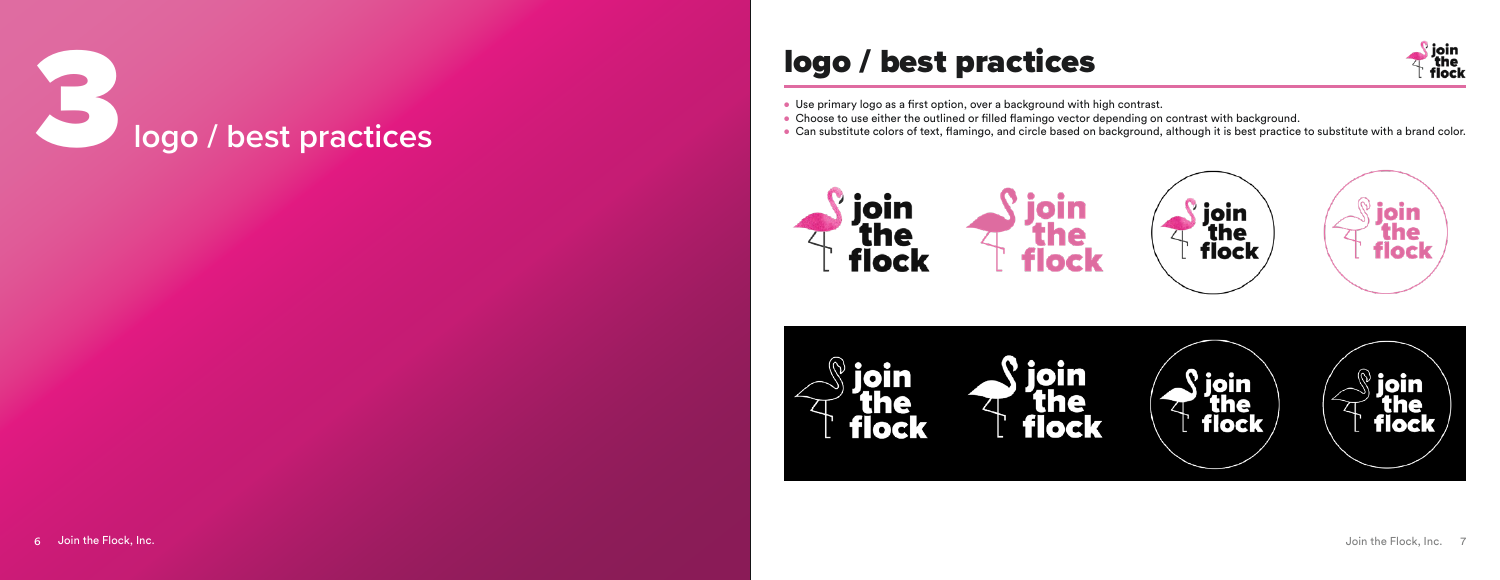# 3 logo / best practices

## logo / best practices

- Use primary logo as a first option, over a background with high contrast.
- Choose to use either the outlined or filled flamingo vector depending on contrast with background.
- Can substitute colors of text, flamingo, and circle based on background, although it is best practice to substitute with a brand color.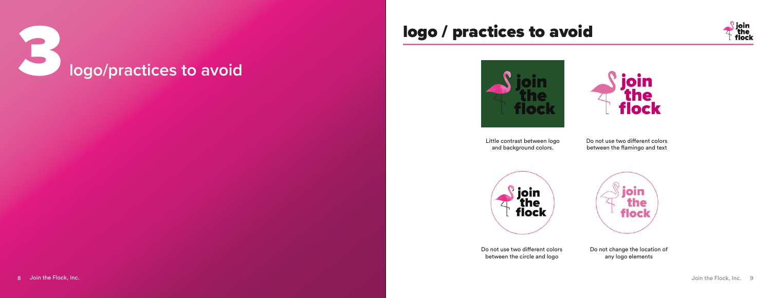# 3 logo/practices to avoid

## logo / practices to avoid

Little contrast between logo and background colors.

Do not use two different colors between the flamingo and text

Do not use two different colors between the circle and logo

Do not change the location of any logo elements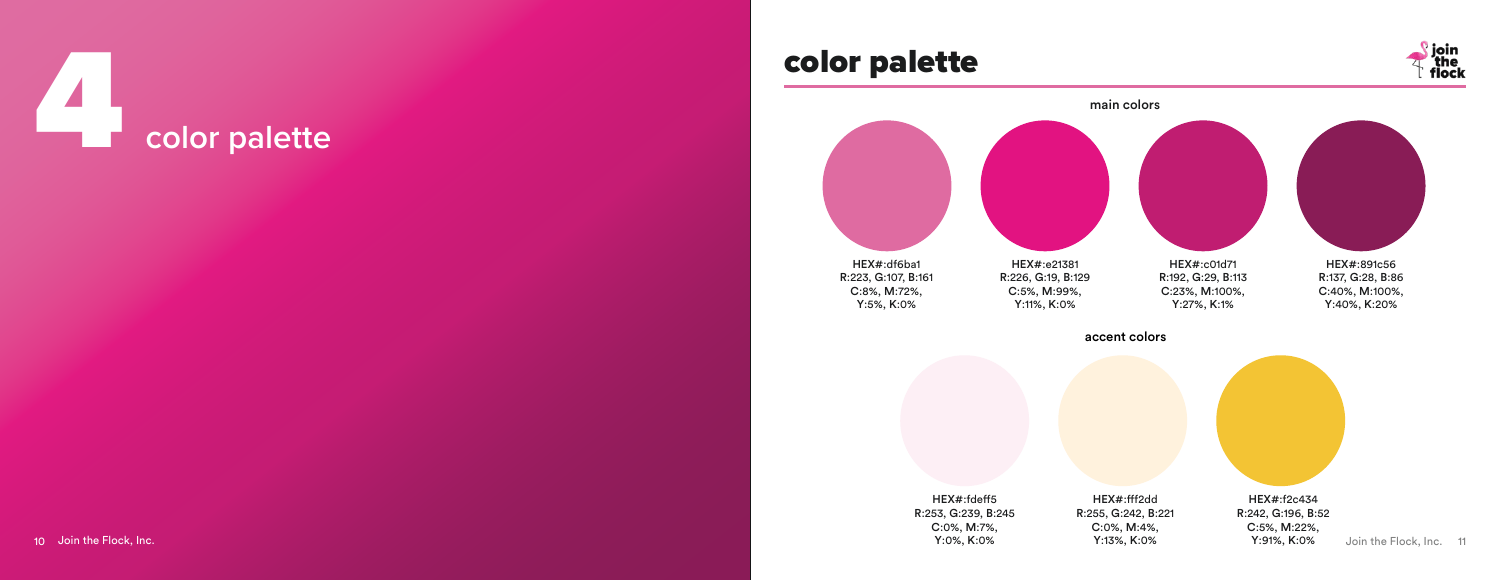# 4 color palette

## color palette

### main colors

HEX#:df6ba1
R:223, G:107, B:161
C:8%, M:72%,
Y:5%, K:0%

HEX#:e21381
R:226, G:19, B:129
C:5%, M:99%,
Y:11%, K:0%

HEX#:c01d71
R:192, G:29, B:113
C:23%, M:100%,
Y:27%, K:1%

HEX#:891c56
R:137, G:28, B:86
C:40%, M:100%,
Y:40%, K:20%

### accent colors

HEX#:fdeff5
R:253, G:239, B:245
C:0%, M:7%,
Y:0%, K:0%

HEX#:fff2dd
R:255, G:242, B:221
C:0%, M:4%,
Y:13%, K:0%

HEX#:f2c434
R:242, G:196, B:52
C:5%, M:22%,
Y:91%, K:0%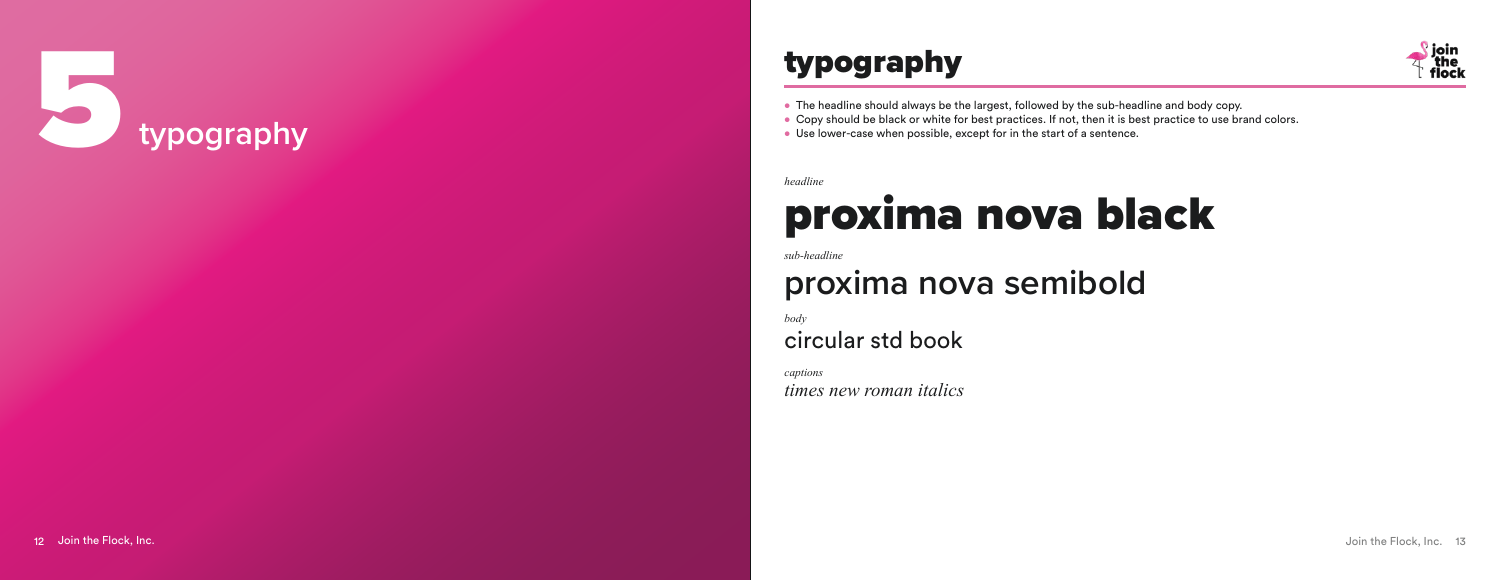# 5 typography

## typography

- The headline should always be the largest, followed by the sub-headline and body copy.
- Copy should be black or white for best practices. If not, then it is best practice to use brand colors.
- Use lower-case when possible, except for in the start of a sentence.

*headline*

# proxima nova black

*sub-headline*

## proxima nova semibold

*body*

circular std book

*captions*

*times new roman italics*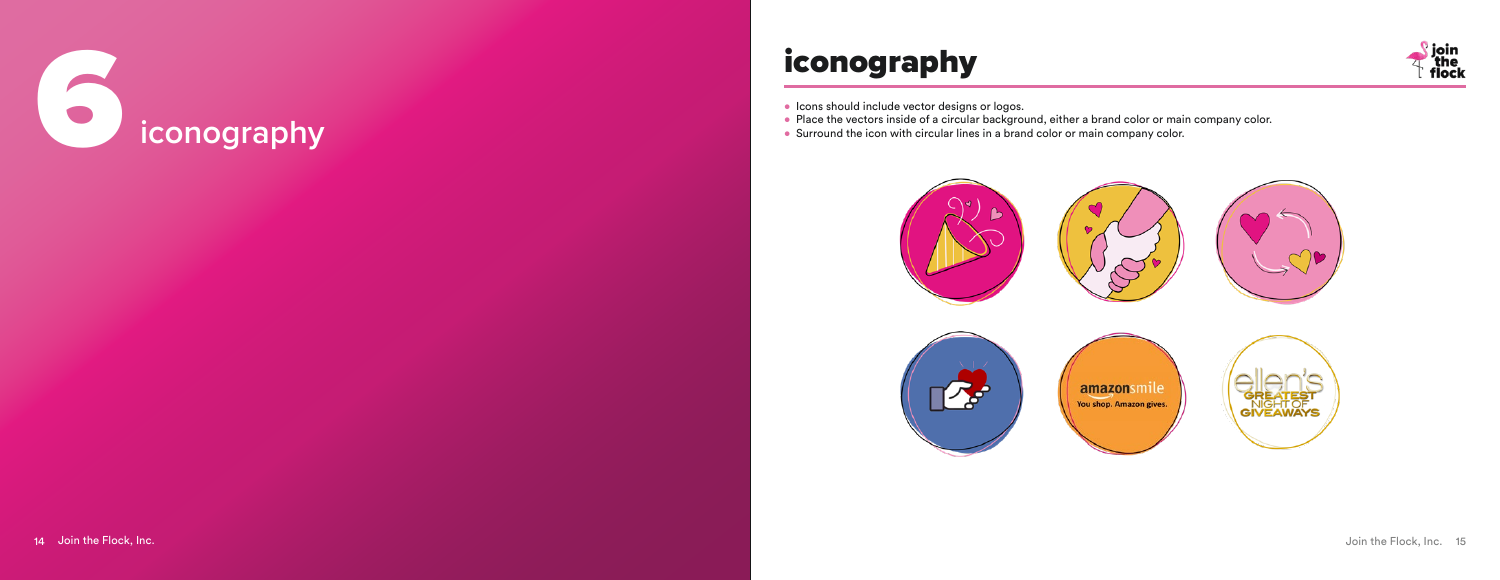# 6 iconography

## iconography

- Icons should include vector designs or logos.
- Place the vectors inside of a circular background, either a brand color or main company color.
- Surround the icon with circular lines in a brand color or main company color.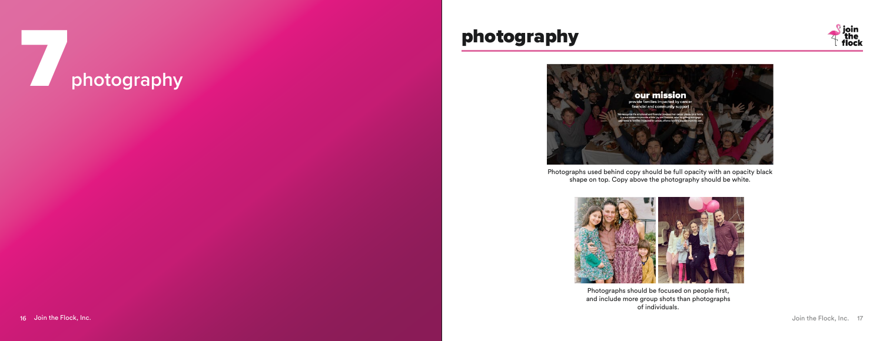# 7 photography

## photography

Photographs used behind copy should be full opacity with an opacity black shape on top. Copy above the photography should be white.

Photographs should be focused on people first, and include more group shots than photographs of individuals.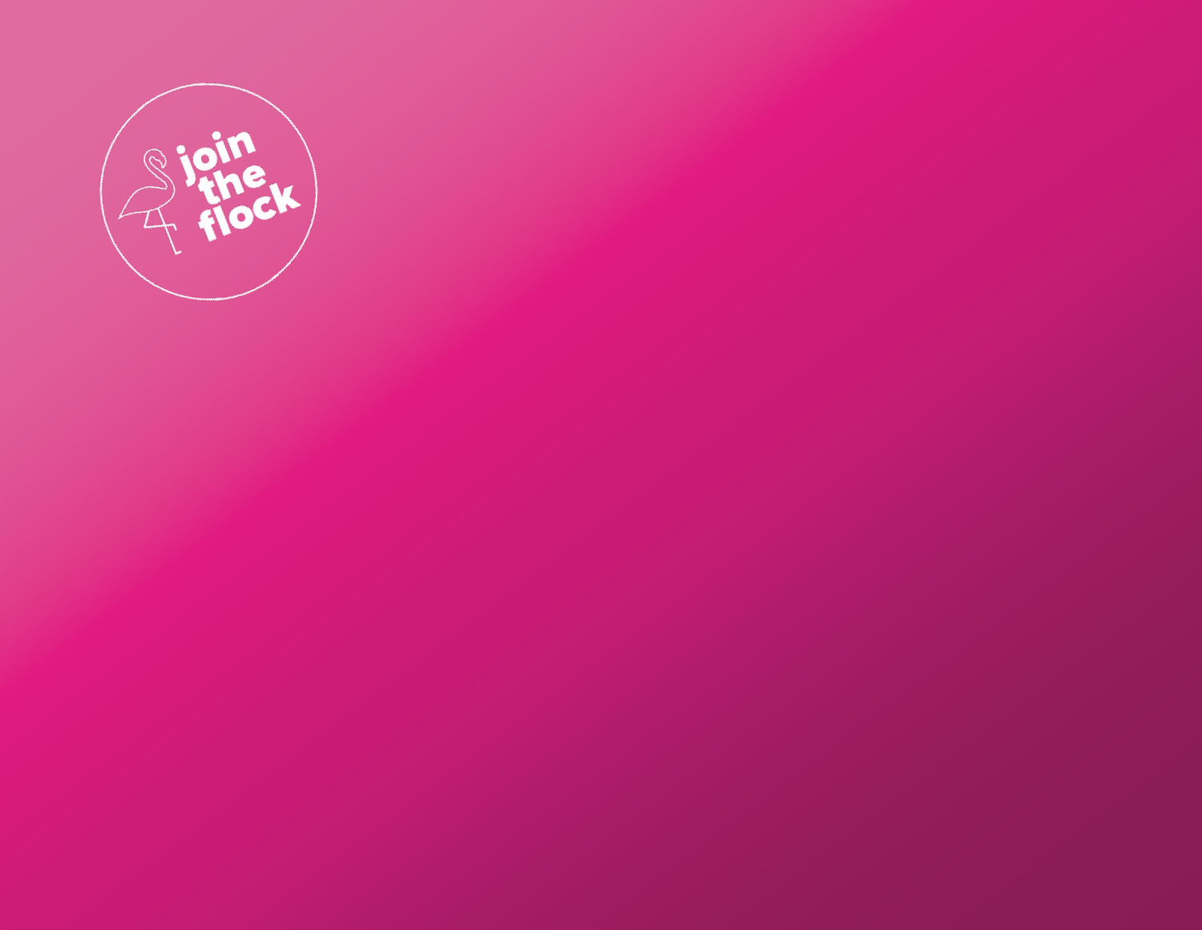join the flock